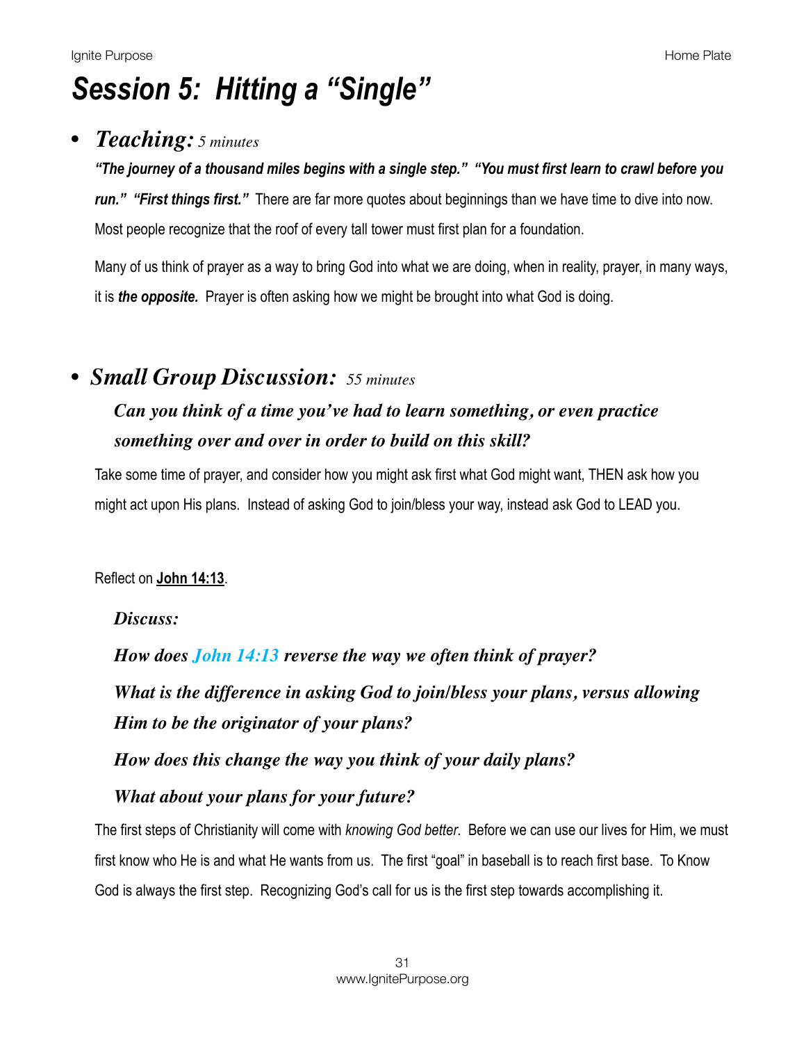# Session 5: Hitting a "Single"

- ***Teaching:*** *5 minutes*

***"The journey of a thousand miles begins with a single step." "You must first learn to crawl before you run." "First things first."*** There are far more quotes about beginnings than we have time to dive into now. Most people recognize that the roof of every tall tower must first plan for a foundation.

Many of us think of prayer as a way to bring God into what we are doing, when in reality, prayer, in many ways, it is ***the opposite.*** Prayer is often asking how we might be brought into what God is doing.

- ***Small Group Discussion:*** *55 minutes*

***Can you think of a time you've had to learn something, or even practice something over and over in order to build on this skill?***

Take some time of prayer, and consider how you might ask first what God might want, THEN ask how you might act upon His plans. Instead of asking God to join/bless your way, instead ask God to LEAD you.

Reflect on **John 14:13**.

***Discuss:***

***How does John 14:13 reverse the way we often think of prayer?***

***What is the difference in asking God to join/bless your plans, versus allowing Him to be the originator of your plans?***

***How does this change the way you think of your daily plans?***

***What about your plans for your future?***

The first steps of Christianity will come with *knowing God better*. Before we can use our lives for Him, we must first know who He is and what He wants from us. The first "goal" in baseball is to reach first base. To Know God is always the first step. Recognizing God's call for us is the first step towards accomplishing it.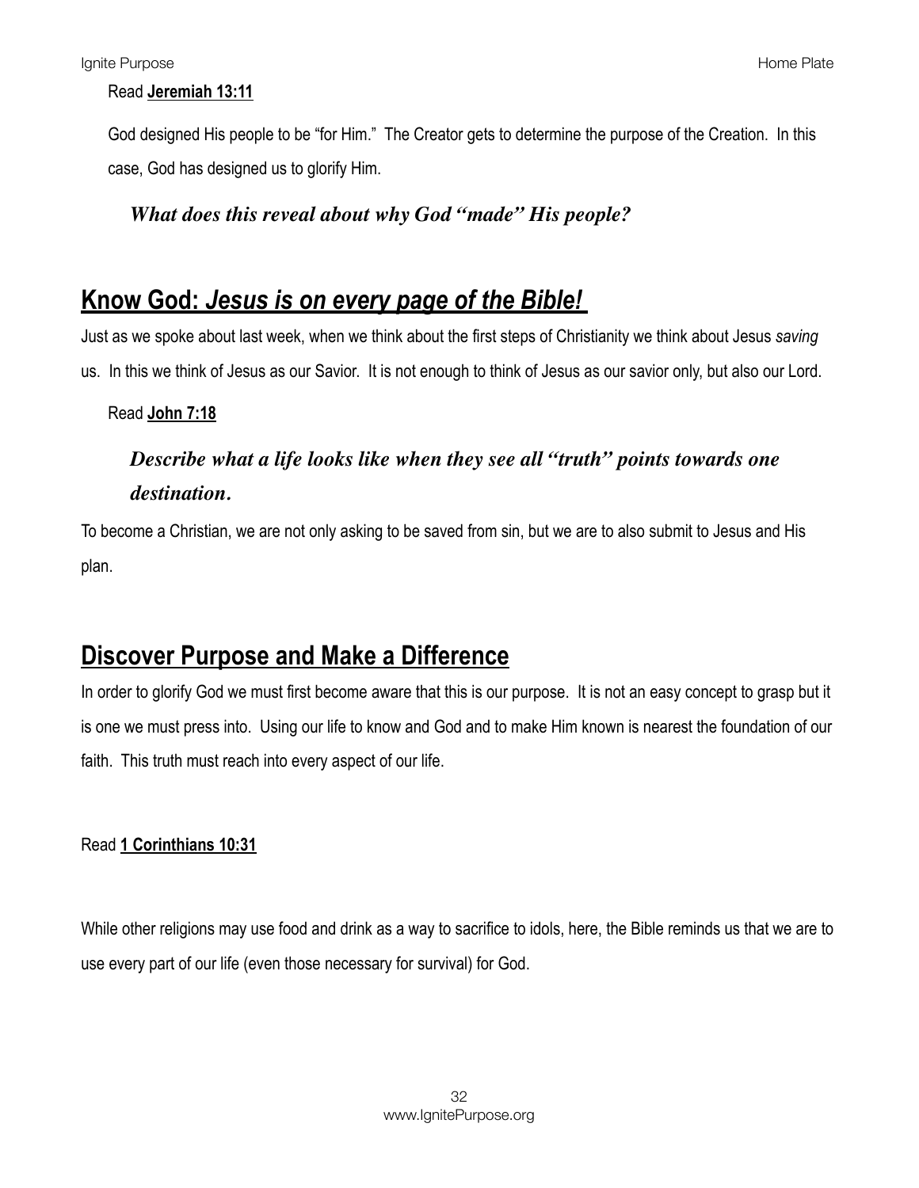Read **Jeremiah 13:11**

God designed His people to be "for Him." The Creator gets to determine the purpose of the Creation. In this case, God has designed us to glorify Him.

***What does this reveal about why God "made" His people?***

## Know God: *Jesus is on every page of the Bible!*

Just as we spoke about last week, when we think about the first steps of Christianity we think about Jesus *saving* us. In this we think of Jesus as our Savior. It is not enough to think of Jesus as our savior only, but also our Lord.

Read **John 7:18**

***Describe what a life looks like when they see all "truth" points towards one destination.***

To become a Christian, we are not only asking to be saved from sin, but we are to also submit to Jesus and His plan.

## Discover Purpose and Make a Difference

In order to glorify God we must first become aware that this is our purpose. It is not an easy concept to grasp but it is one we must press into. Using our life to know and God and to make Him known is nearest the foundation of our faith. This truth must reach into every aspect of our life.

Read **1 Corinthians 10:31**

While other religions may use food and drink as a way to sacrifice to idols, here, the Bible reminds us that we are to use every part of our life (even those necessary for survival) for God.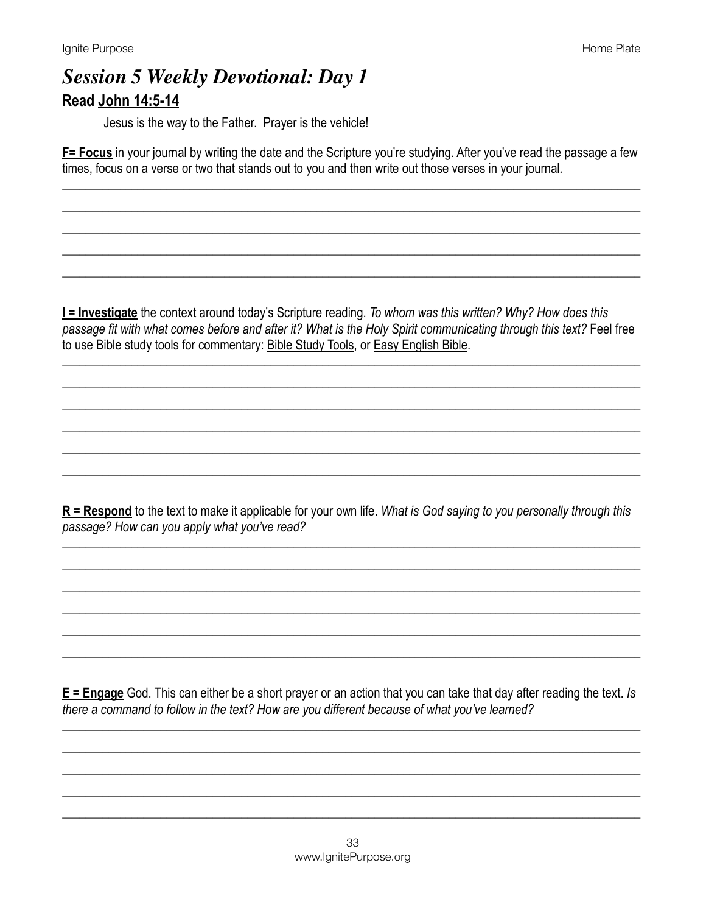# *Session 5 Weekly Devotional: Day 1*

## Read <u>John 14:5-14</u>

Jesus is the way to the Father.  Prayer is the vehicle!

**<u>F= Focus</u>** in your journal by writing the date and the Scripture you're studying. After you've read the passage a few times, focus on a verse or two that stands out to you and then write out those verses in your journal.

**<u>I = Investigate</u>** the context around today's Scripture reading. *To whom was this written? Why? How does this passage fit with what comes before and after it? What is the Holy Spirit communicating through this text?* Feel free to use Bible study tools for commentary: <u>Bible Study Tools</u>, or <u>Easy English Bible</u>.

**<u>R = Respond</u>** to the text to make it applicable for your own life. *What is God saying to you personally through this passage? How can you apply what you've read?*

**<u>E = Engage</u>** God. This can either be a short prayer or an action that you can take that day after reading the text. *Is there a command to follow in the text? How are you different because of what you've learned?*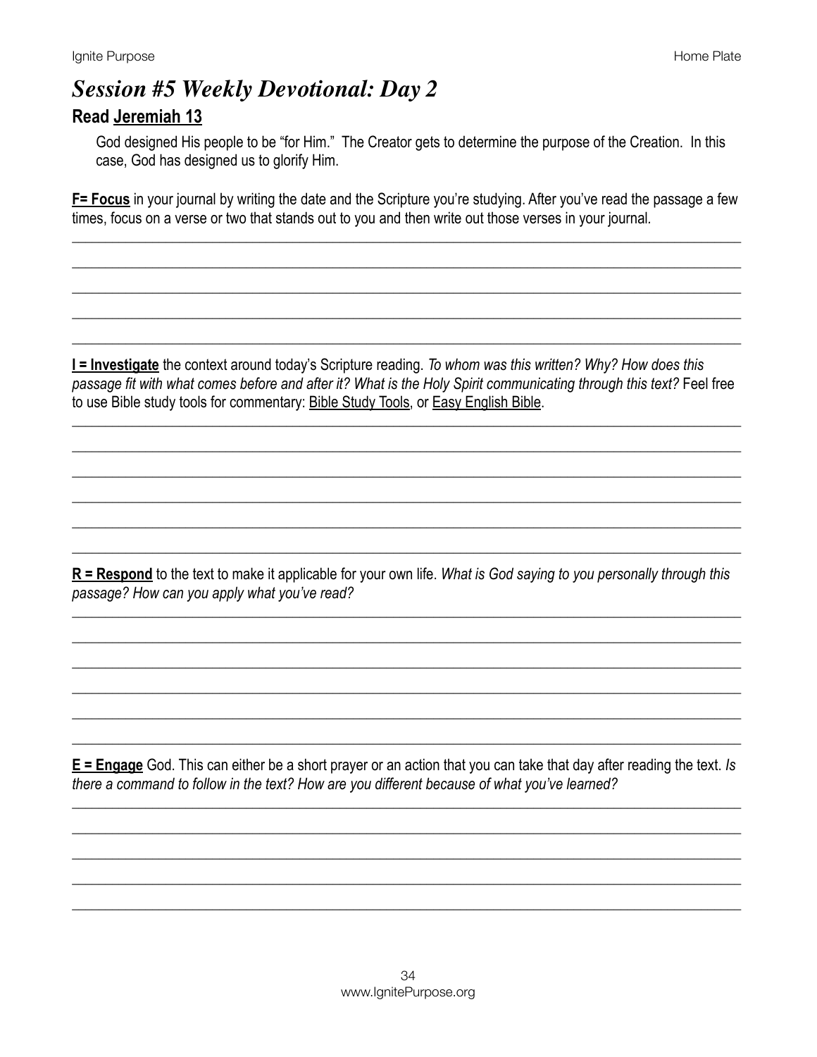# *Session #5 Weekly Devotional: Day 2*

## Read Jeremiah 13

God designed His people to be "for Him." The Creator gets to determine the purpose of the Creation. In this case, God has designed us to glorify Him.

**F= Focus** in your journal by writing the date and the Scripture you're studying. After you've read the passage a few times, focus on a verse or two that stands out to you and then write out those verses in your journal.

**I = Investigate** the context around today's Scripture reading. *To whom was this written? Why? How does this passage fit with what comes before and after it? What is the Holy Spirit communicating through this text?* Feel free to use Bible study tools for commentary: Bible Study Tools, or Easy English Bible.

**R = Respond** to the text to make it applicable for your own life. *What is God saying to you personally through this passage? How can you apply what you've read?*

**E = Engage** God. This can either be a short prayer or an action that you can take that day after reading the text. *Is there a command to follow in the text? How are you different because of what you've learned?*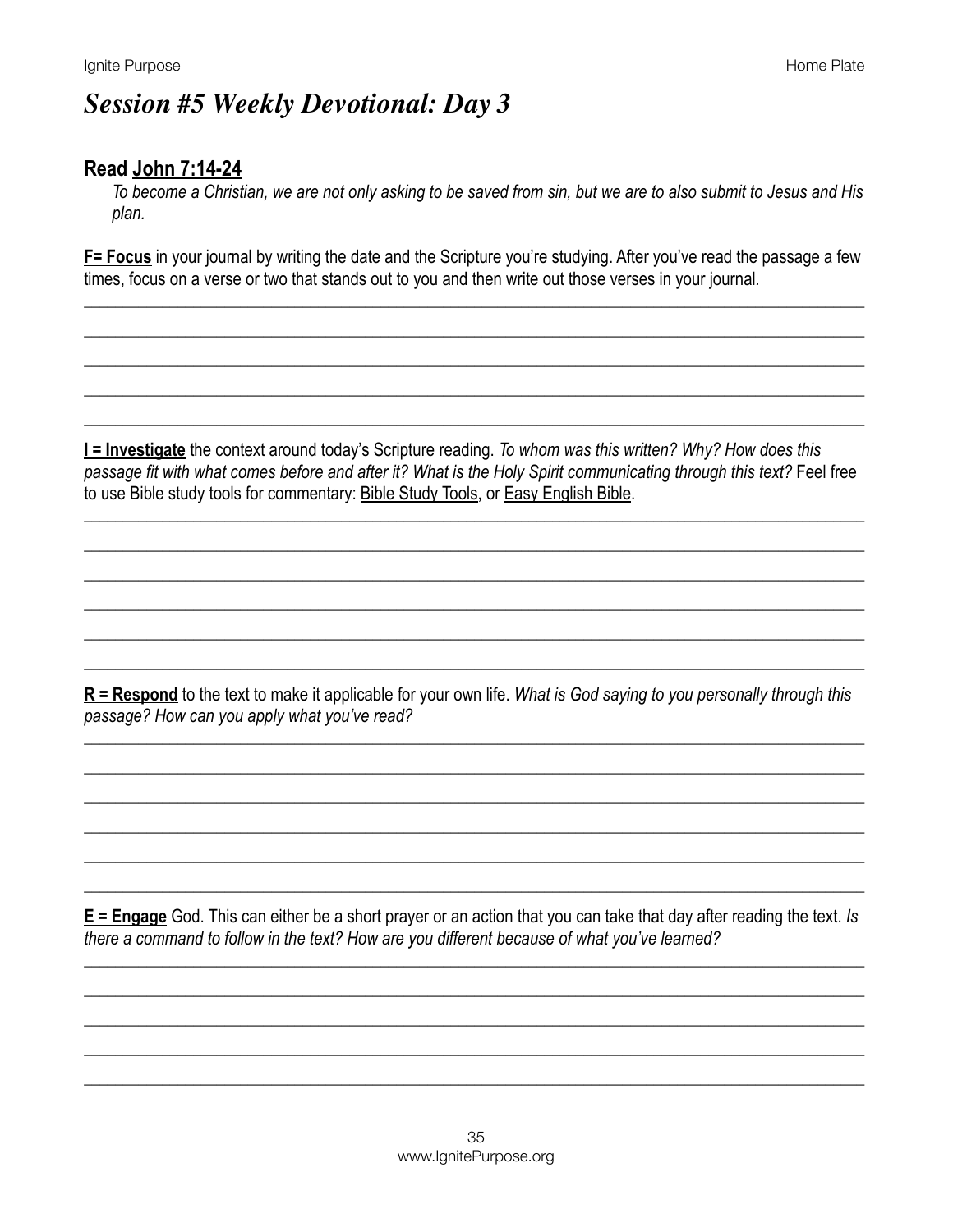# *Session #5 Weekly Devotional: Day 3*

## Read John 7:14-24

*To become a Christian, we are not only asking to be saved from sin, but we are to also submit to Jesus and His plan.*

**F= Focus** in your journal by writing the date and the Scripture you're studying. After you've read the passage a few times, focus on a verse or two that stands out to you and then write out those verses in your journal.

______________________________________________________________________________

______________________________________________________________________________

______________________________________________________________________________

______________________________________________________________________________

______________________________________________________________________________

**I = Investigate** the context around today's Scripture reading. *To whom was this written? Why? How does this passage fit with what comes before and after it? What is the Holy Spirit communicating through this text?* Feel free to use Bible study tools for commentary: Bible Study Tools, or Easy English Bible.

______________________________________________________________________________

______________________________________________________________________________

______________________________________________________________________________

______________________________________________________________________________

______________________________________________________________________________

______________________________________________________________________________

**R = Respond** to the text to make it applicable for your own life. *What is God saying to you personally through this passage? How can you apply what you've read?*

______________________________________________________________________________

______________________________________________________________________________

______________________________________________________________________________

______________________________________________________________________________

______________________________________________________________________________

______________________________________________________________________________

**E = Engage** God. This can either be a short prayer or an action that you can take that day after reading the text. *Is there a command to follow in the text? How are you different because of what you've learned?*

______________________________________________________________________________

______________________________________________________________________________

______________________________________________________________________________

______________________________________________________________________________

______________________________________________________________________________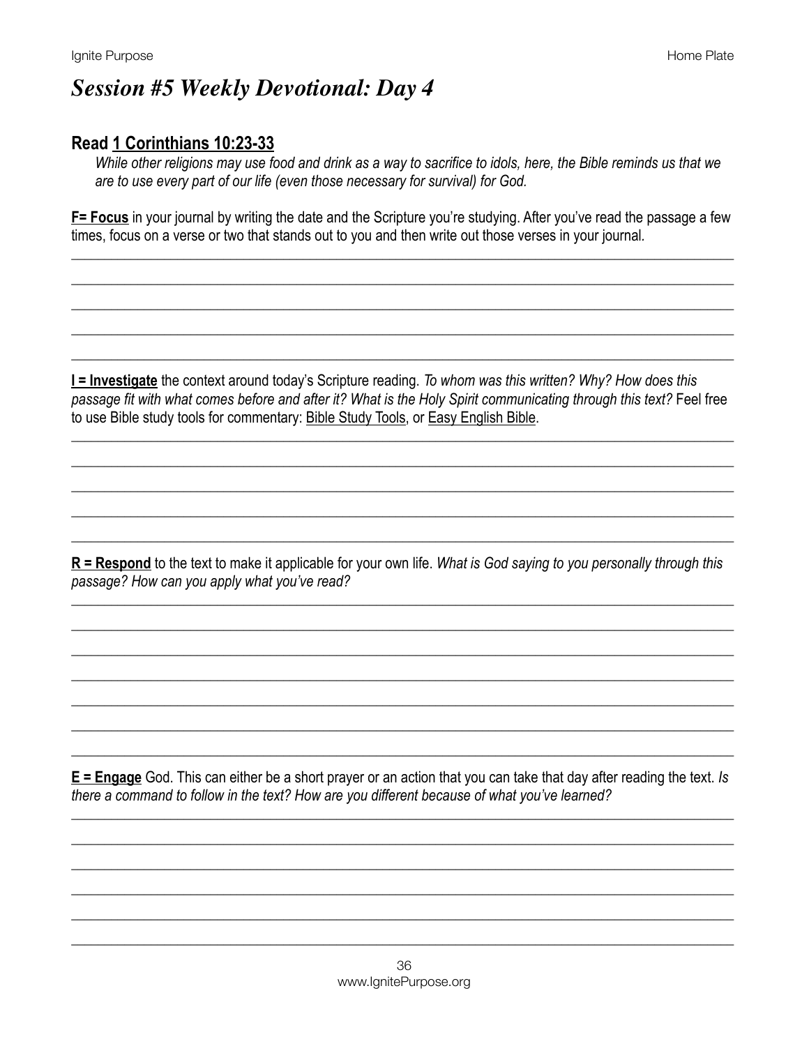# *Session #5 Weekly Devotional: Day 4*

**Read 1 Corinthians 10:23-33**

*While other religions may use food and drink as a way to sacrifice to idols, here, the Bible reminds us that we are to use every part of our life (even those necessary for survival) for God.*

**F= Focus** in your journal by writing the date and the Scripture you're studying. After you've read the passage a few times, focus on a verse or two that stands out to you and then write out those verses in your journal.

**I = Investigate** the context around today's Scripture reading. *To whom was this written? Why? How does this passage fit with what comes before and after it? What is the Holy Spirit communicating through this text?* Feel free to use Bible study tools for commentary: Bible Study Tools, or Easy English Bible.

**R = Respond** to the text to make it applicable for your own life. *What is God saying to you personally through this passage? How can you apply what you've read?*

**E = Engage** God. This can either be a short prayer or an action that you can take that day after reading the text. *Is there a command to follow in the text? How are you different because of what you've learned?*